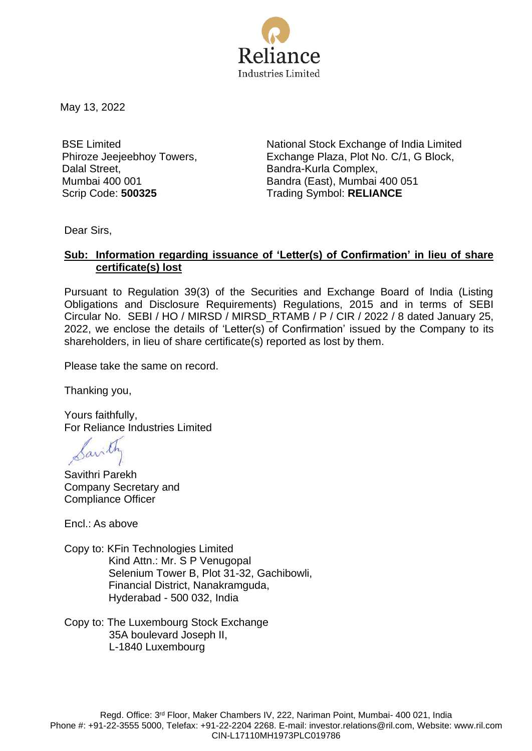Reliance
Industries Limited

May 13, 2022

BSE Limited
Phiroze Jeejeebhoy Towers,
Dalal Street,
Mumbai 400 001
Scrip Code: **500325**

National Stock Exchange of India Limited
Exchange Plaza, Plot No. C/1, G Block,
Bandra-Kurla Complex,
Bandra (East), Mumbai 400 051
Trading Symbol: **RELIANCE**

Dear Sirs,

**Sub: Information regarding issuance of 'Letter(s) of Confirmation' in lieu of share certificate(s) lost**

Pursuant to Regulation 39(3) of the Securities and Exchange Board of India (Listing Obligations and Disclosure Requirements) Regulations, 2015 and in terms of SEBI Circular No. SEBI / HO / MIRSD / MIRSD_RTAMB / P / CIR / 2022 / 8 dated January 25, 2022, we enclose the details of 'Letter(s) of Confirmation' issued by the Company to its shareholders, in lieu of share certificate(s) reported as lost by them.

Please take the same on record.

Thanking you,

Yours faithfully,
For Reliance Industries Limited

Savithri Parekh
Company Secretary and
Compliance Officer

Encl.: As above

Copy to: KFin Technologies Limited
Kind Attn.: Mr. S P Venugopal
Selenium Tower B, Plot 31-32, Gachibowli,
Financial District, Nanakramguda,
Hyderabad - 500 032, India

Copy to: The Luxembourg Stock Exchange
35A boulevard Joseph II,
L-1840 Luxembourg

Regd. Office: 3rd Floor, Maker Chambers IV, 222, Nariman Point, Mumbai- 400 021, India
Phone #: +91-22-3555 5000, Telefax: +91-22-2204 2268. E-mail: investor.relations@ril.com, Website: www.ril.com
CIN-L17110MH1973PLC019786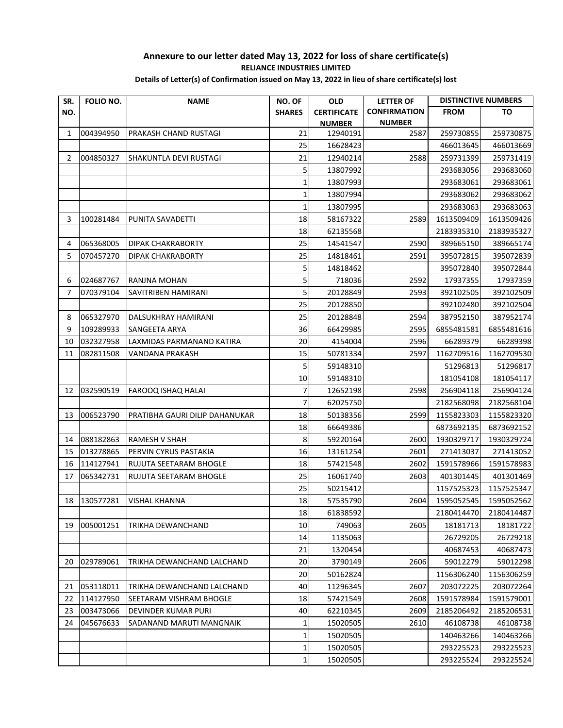**Annexure to our letter dated May 13, 2022 for loss of share certificate(s)**

**RELIANCE INDUSTRIES LIMITED**

**Details of Letter(s) of Confirmation issued on May 13, 2022 in lieu of share certificate(s) lost**

| SR. NO. | FOLIO NO. | NAME | NO. OF SHARES | OLD CERTIFICATE NUMBER | LETTER OF CONFIRMATION NUMBER | DISTINCTIVE NUMBERS | |
|---|---|---|---|---|---|---|---|
| | | | | | | FROM | TO |
| 1 | 004394950 | PRAKASH CHAND RUSTAGI | 21 | 12940191 | 2587 | 259730855 | 259730875 |
| | | | 25 | 16628423 | | 466013645 | 466013669 |
| 2 | 004850327 | SHAKUNTLA DEVI RUSTAGI | 21 | 12940214 | 2588 | 259731399 | 259731419 |
| | | | 5 | 13807992 | | 293683056 | 293683060 |
| | | | 1 | 13807993 | | 293683061 | 293683061 |
| | | | 1 | 13807994 | | 293683062 | 293683062 |
| | | | 1 | 13807995 | | 293683063 | 293683063 |
| 3 | 100281484 | PUNITA SAVADETTI | 18 | 58167322 | 2589 | 1613509409 | 1613509426 |
| | | | 18 | 62135568 | | 2183935310 | 2183935327 |
| 4 | 065368005 | DIPAK CHAKRABORTY | 25 | 14541547 | 2590 | 389665150 | 389665174 |
| 5 | 070457270 | DIPAK CHAKRABORTY | 25 | 14818461 | 2591 | 395072815 | 395072839 |
| | | | 5 | 14818462 | | 395072840 | 395072844 |
| 6 | 024687767 | RANJNA MOHAN | 5 | 718036 | 2592 | 17937355 | 17937359 |
| 7 | 070379104 | SAVITRIBEN HAMIRANI | 5 | 20128849 | 2593 | 392102505 | 392102509 |
| | | | 25 | 20128850 | | 392102480 | 392102504 |
| 8 | 065327970 | DALSUKHRAY HAMIRANI | 25 | 20128848 | 2594 | 387952150 | 387952174 |
| 9 | 109289933 | SANGEETA ARYA | 36 | 66429985 | 2595 | 6855481581 | 6855481616 |
| 10 | 032327958 | LAXMIDAS PARMANAND KATIRA | 20 | 4154004 | 2596 | 66289379 | 66289398 |
| 11 | 082811508 | VANDANA PRAKASH | 15 | 50781334 | 2597 | 1162709516 | 1162709530 |
| | | | 5 | 59148310 | | 51296813 | 51296817 |
| | | | 10 | 59148310 | | 181054108 | 181054117 |
| 12 | 032590519 | FAROOQ ISHAQ HALAI | 7 | 12652198 | 2598 | 256904118 | 256904124 |
| | | | 7 | 62025750 | | 2182568098 | 2182568104 |
| 13 | 006523790 | PRATIBHA GAURI DILIP DAHANUKAR | 18 | 50138356 | 2599 | 1155823303 | 1155823320 |
| | | | 18 | 66649386 | | 6873692135 | 6873692152 |
| 14 | 088182863 | RAMESH V SHAH | 8 | 59220164 | 2600 | 1930329717 | 1930329724 |
| 15 | 013278865 | PERVIN CYRUS PASTAKIA | 16 | 13161254 | 2601 | 271413037 | 271413052 |
| 16 | 114127941 | RUJUTA SEETARAM BHOGLE | 18 | 57421548 | 2602 | 1591578966 | 1591578983 |
| 17 | 065342731 | RUJUTA SEETARAM BHOGLE | 25 | 16061740 | 2603 | 401301445 | 401301469 |
| | | | 25 | 50215412 | | 1157525323 | 1157525347 |
| 18 | 130577281 | VISHAL KHANNA | 18 | 57535790 | 2604 | 1595052545 | 1595052562 |
| | | | 18 | 61838592 | | 2180414470 | 2180414487 |
| 19 | 005001251 | TRIKHA DEWANCHAND | 10 | 749063 | 2605 | 18181713 | 18181722 |
| | | | 14 | 1135063 | | 26729205 | 26729218 |
| | | | 21 | 1320454 | | 40687453 | 40687473 |
| 20 | 029789061 | TRIKHA DEWANCHAND LALCHAND | 20 | 3790149 | 2606 | 59012279 | 59012298 |
| | | | 20 | 50162824 | | 1156306240 | 1156306259 |
| 21 | 053118011 | TRIKHA DEWANCHAND LALCHAND | 40 | 11296345 | 2607 | 203072225 | 203072264 |
| 22 | 114127950 | SEETARAM VISHRAM BHOGLE | 18 | 57421549 | 2608 | 1591578984 | 1591579001 |
| 23 | 003473066 | DEVINDER KUMAR PURI | 40 | 62210345 | 2609 | 2185206492 | 2185206531 |
| 24 | 045676633 | SADANAND MARUTI MANGNAIK | 1 | 15020505 | 2610 | 46108738 | 46108738 |
| | | | 1 | 15020505 | | 140463266 | 140463266 |
| | | | 1 | 15020505 | | 293225523 | 293225523 |
| | | | 1 | 15020505 | | 293225524 | 293225524 |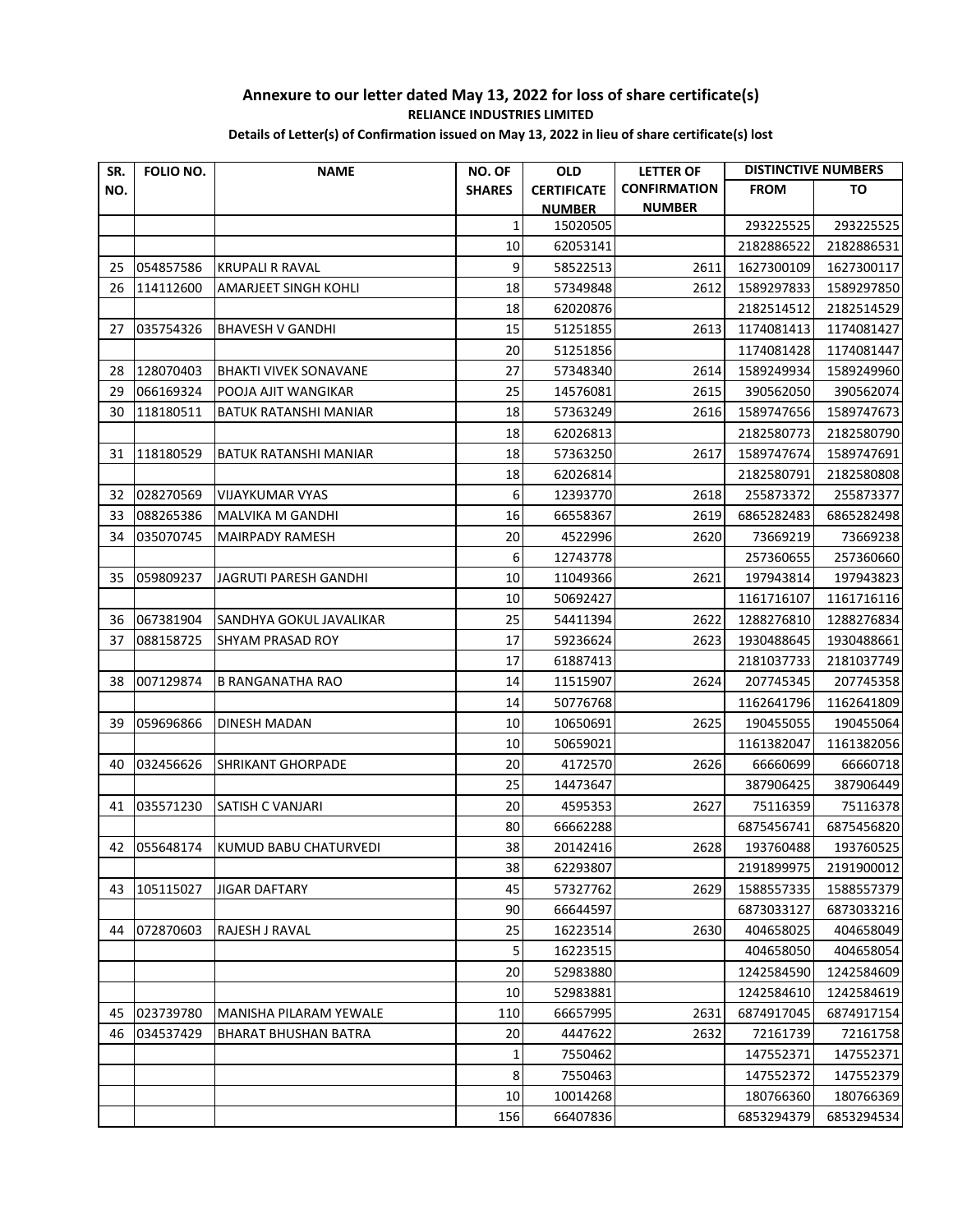## Annexure to our letter dated May 13, 2022 for loss of share certificate(s)

**RELIANCE INDUSTRIES LIMITED**

**Details of Letter(s) of Confirmation issued on May 13, 2022 in lieu of share certificate(s) lost**

| SR. NO. | FOLIO NO. | NAME | NO. OF SHARES | OLD CERTIFICATE NUMBER | LETTER OF CONFIRMATION NUMBER | DISTINCTIVE NUMBERS | |
|---|---|---|---|---|---|---|---|
| | | | | | | FROM | TO |
| | | | 1 | 15020505 | | 293225525 | 293225525 |
| | | | 10 | 62053141 | | 2182886522 | 2182886531 |
| 25 | 054857586 | KRUPALI R RAVAL | 9 | 58522513 | 2611 | 1627300109 | 1627300117 |
| 26 | 114112600 | AMARJEET SINGH KOHLI | 18 | 57349848 | 2612 | 1589297833 | 1589297850 |
| | | | 18 | 62020876 | | 2182514512 | 2182514529 |
| 27 | 035754326 | BHAVESH V GANDHI | 15 | 51251855 | 2613 | 1174081413 | 1174081427 |
| | | | 20 | 51251856 | | 1174081428 | 1174081447 |
| 28 | 128070403 | BHAKTI VIVEK SONAVANE | 27 | 57348340 | 2614 | 1589249934 | 1589249960 |
| 29 | 066169324 | POOJA AJIT WANGIKAR | 25 | 14576081 | 2615 | 390562050 | 390562074 |
| 30 | 118180511 | BATUK RATANSHI MANIAR | 18 | 57363249 | 2616 | 1589747656 | 1589747673 |
| | | | 18 | 62026813 | | 2182580773 | 2182580790 |
| 31 | 118180529 | BATUK RATANSHI MANIAR | 18 | 57363250 | 2617 | 1589747674 | 1589747691 |
| | | | 18 | 62026814 | | 2182580791 | 2182580808 |
| 32 | 028270569 | VIJAYKUMAR VYAS | 6 | 12393770 | 2618 | 255873372 | 255873377 |
| 33 | 088265386 | MALVIKA M GANDHI | 16 | 66558367 | 2619 | 6865282483 | 6865282498 |
| 34 | 035070745 | MAIRPADY RAMESH | 20 | 4522996 | 2620 | 73669219 | 73669238 |
| | | | 6 | 12743778 | | 257360655 | 257360660 |
| 35 | 059809237 | JAGRUTI PARESH GANDHI | 10 | 11049366 | 2621 | 197943814 | 197943823 |
| | | | 10 | 50692427 | | 1161716107 | 1161716116 |
| 36 | 067381904 | SANDHYA GOKUL JAVALIKAR | 25 | 54411394 | 2622 | 1288276810 | 1288276834 |
| 37 | 088158725 | SHYAM PRASAD ROY | 17 | 59236624 | 2623 | 1930488645 | 1930488661 |
| | | | 17 | 61887413 | | 2181037733 | 2181037749 |
| 38 | 007129874 | B RANGANATHA RAO | 14 | 11515907 | 2624 | 207745345 | 207745358 |
| | | | 14 | 50776768 | | 1162641796 | 1162641809 |
| 39 | 059696866 | DINESH MADAN | 10 | 10650691 | 2625 | 190455055 | 190455064 |
| | | | 10 | 50659021 | | 1161382047 | 1161382056 |
| 40 | 032456626 | SHRIKANT GHORPADE | 20 | 4172570 | 2626 | 66660699 | 66660718 |
| | | | 25 | 14473647 | | 387906425 | 387906449 |
| 41 | 035571230 | SATISH C VANJARI | 20 | 4595353 | 2627 | 75116359 | 75116378 |
| | | | 80 | 66662288 | | 6875456741 | 6875456820 |
| 42 | 055648174 | KUMUD BABU CHATURVEDI | 38 | 20142416 | 2628 | 193760488 | 193760525 |
| | | | 38 | 62293807 | | 2191899975 | 2191900012 |
| 43 | 105115027 | JIGAR DAFTARY | 45 | 57327762 | 2629 | 1588557335 | 1588557379 |
| | | | 90 | 66644597 | | 6873033127 | 6873033216 |
| 44 | 072870603 | RAJESH J RAVAL | 25 | 16223514 | 2630 | 404658025 | 404658049 |
| | | | 5 | 16223515 | | 404658050 | 404658054 |
| | | | 20 | 52983880 | | 1242584590 | 1242584609 |
| | | | 10 | 52983881 | | 1242584610 | 1242584619 |
| 45 | 023739780 | MANISHA PILARAM YEWALE | 110 | 66657995 | 2631 | 6874917045 | 6874917154 |
| 46 | 034537429 | BHARAT BHUSHAN BATRA | 20 | 4447622 | 2632 | 72161739 | 72161758 |
| | | | 1 | 7550462 | | 147552371 | 147552371 |
| | | | 8 | 7550463 | | 147552372 | 147552379 |
| | | | 10 | 10014268 | | 180766360 | 180766369 |
| | | | 156 | 66407836 | | 6853294379 | 6853294534 |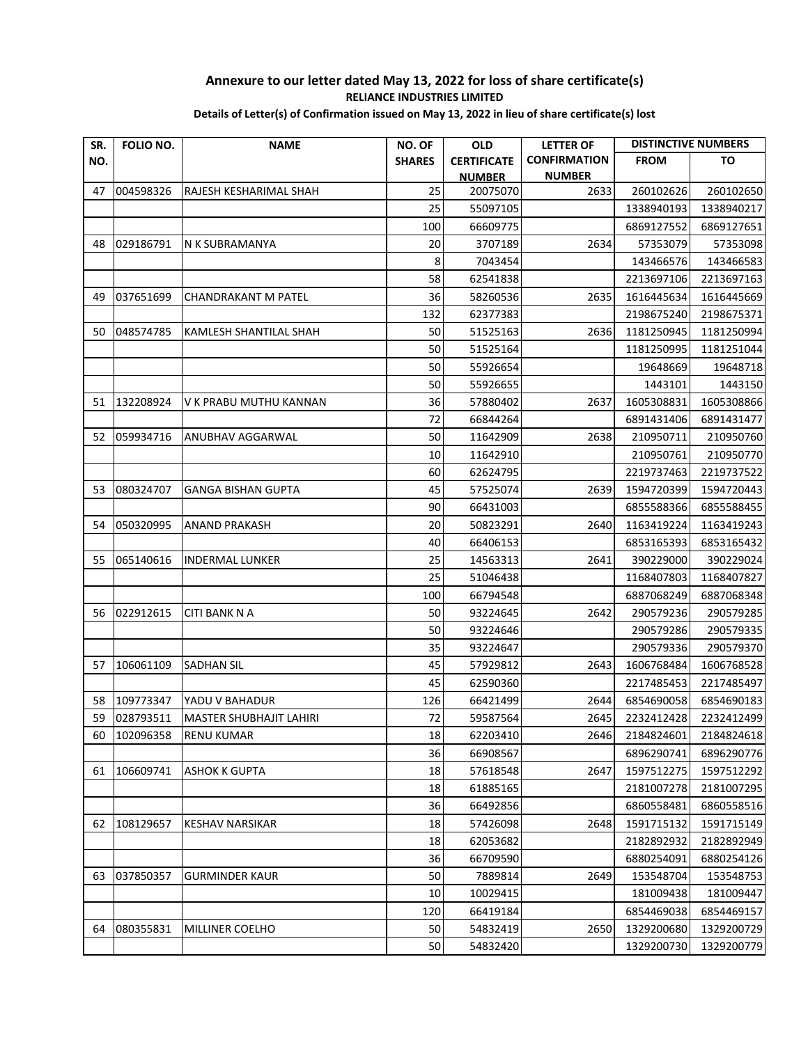## Annexure to our letter dated May 13, 2022 for loss of share certificate(s)

**RELIANCE INDUSTRIES LIMITED**

**Details of Letter(s) of Confirmation issued on May 13, 2022 in lieu of share certificate(s) lost**

| SR. NO. | FOLIO NO. | NAME | NO. OF SHARES | OLD CERTIFICATE NUMBER | LETTER OF CONFIRMATION NUMBER | DISTINCTIVE NUMBERS | |
|---|---|---|---|---|---|---|---|
| | | | | | | FROM | TO |
| 47 | 004598326 | RAJESH KESHARIMAL SHAH | 25 | 20075070 | 2633 | 260102626 | 260102650 |
| | | | 25 | 55097105 | | 1338940193 | 1338940217 |
| | | | 100 | 66609775 | | 6869127552 | 6869127651 |
| 48 | 029186791 | N K SUBRAMANYA | 20 | 3707189 | 2634 | 57353079 | 57353098 |
| | | | 8 | 7043454 | | 143466576 | 143466583 |
| | | | 58 | 62541838 | | 2213697106 | 2213697163 |
| 49 | 037651699 | CHANDRAKANT M PATEL | 36 | 58260536 | 2635 | 1616445634 | 1616445669 |
| | | | 132 | 62377383 | | 2198675240 | 2198675371 |
| 50 | 048574785 | KAMLESH SHANTILAL SHAH | 50 | 51525163 | 2636 | 1181250945 | 1181250994 |
| | | | 50 | 51525164 | | 1181250995 | 1181251044 |
| | | | 50 | 55926654 | | 19648669 | 19648718 |
| | | | 50 | 55926655 | | 1443101 | 1443150 |
| 51 | 132208924 | V K PRABU MUTHU KANNAN | 36 | 57880402 | 2637 | 1605308831 | 1605308866 |
| | | | 72 | 66844264 | | 6891431406 | 6891431477 |
| 52 | 059934716 | ANUBHAV AGGARWAL | 50 | 11642909 | 2638 | 210950711 | 210950760 |
| | | | 10 | 11642910 | | 210950761 | 210950770 |
| | | | 60 | 62624795 | | 2219737463 | 2219737522 |
| 53 | 080324707 | GANGA BISHAN GUPTA | 45 | 57525074 | 2639 | 1594720399 | 1594720443 |
| | | | 90 | 66431003 | | 6855588366 | 6855588455 |
| 54 | 050320995 | ANAND PRAKASH | 20 | 50823291 | 2640 | 1163419224 | 1163419243 |
| | | | 40 | 66406153 | | 6853165393 | 6853165432 |
| 55 | 065140616 | INDERMAL LUNKER | 25 | 14563313 | 2641 | 390229000 | 390229024 |
| | | | 25 | 51046438 | | 1168407803 | 1168407827 |
| | | | 100 | 66794548 | | 6887068249 | 6887068348 |
| 56 | 022912615 | CITI BANK N A | 50 | 93224645 | 2642 | 290579236 | 290579285 |
| | | | 50 | 93224646 | | 290579286 | 290579335 |
| | | | 35 | 93224647 | | 290579336 | 290579370 |
| 57 | 106061109 | SADHAN SIL | 45 | 57929812 | 2643 | 1606768484 | 1606768528 |
| | | | 45 | 62590360 | | 2217485453 | 2217485497 |
| 58 | 109773347 | YADU V BAHADUR | 126 | 66421499 | 2644 | 6854690058 | 6854690183 |
| 59 | 028793511 | MASTER SHUBHAJIT LAHIRI | 72 | 59587564 | 2645 | 2232412428 | 2232412499 |
| 60 | 102096358 | RENU KUMAR | 18 | 62203410 | 2646 | 2184824601 | 2184824618 |
| | | | 36 | 66908567 | | 6896290741 | 6896290776 |
| 61 | 106609741 | ASHOK K GUPTA | 18 | 57618548 | 2647 | 1597512275 | 1597512292 |
| | | | 18 | 61885165 | | 2181007278 | 2181007295 |
| | | | 36 | 66492856 | | 6860558481 | 6860558516 |
| 62 | 108129657 | KESHAV NARSIKAR | 18 | 57426098 | 2648 | 1591715132 | 1591715149 |
| | | | 18 | 62053682 | | 2182892932 | 2182892949 |
| | | | 36 | 66709590 | | 6880254091 | 6880254126 |
| 63 | 037850357 | GURMINDER KAUR | 50 | 7889814 | 2649 | 153548704 | 153548753 |
| | | | 10 | 10029415 | | 181009438 | 181009447 |
| | | | 120 | 66419184 | | 6854469038 | 6854469157 |
| 64 | 080355831 | MILLINER COELHO | 50 | 54832419 | 2650 | 1329200680 | 1329200729 |
| | | | 50 | 54832420 | | 1329200730 | 1329200779 |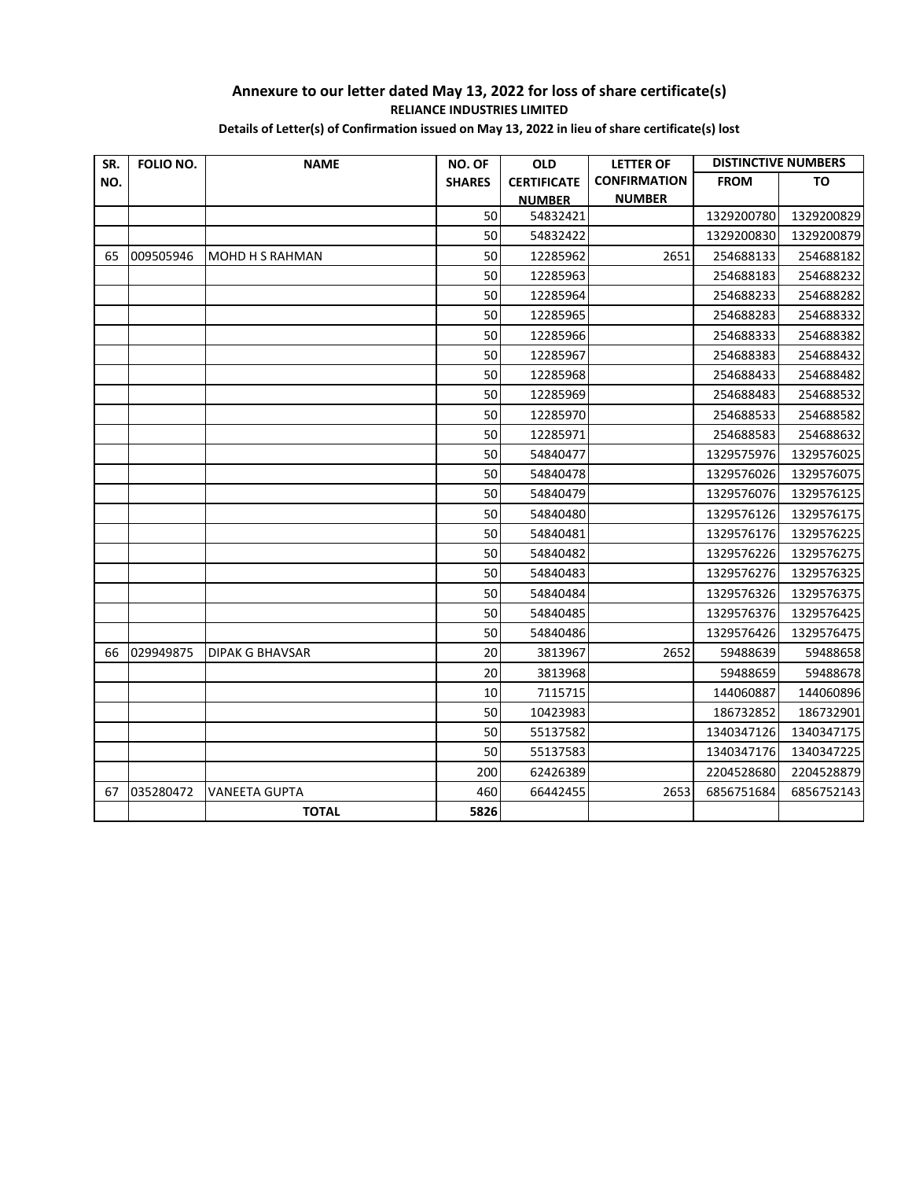**Annexure to our letter dated May 13, 2022 for loss of share certificate(s)**

**RELIANCE INDUSTRIES LIMITED**

**Details of Letter(s) of Confirmation issued on May 13, 2022 in lieu of share certificate(s) lost**

| SR. NO. | FOLIO NO. | NAME | NO. OF SHARES | OLD CERTIFICATE NUMBER | LETTER OF CONFIRMATION NUMBER | DISTINCTIVE NUMBERS | |
|---|---|---|---|---|---|---|---|
| | | | | | | FROM | TO |
| | | | 50 | 54832421 | | 1329200780 | 1329200829 |
| | | | 50 | 54832422 | | 1329200830 | 1329200879 |
| 65 | 009505946 | MOHD H S RAHMAN | 50 | 12285962 | 2651 | 254688133 | 254688182 |
| | | | 50 | 12285963 | | 254688183 | 254688232 |
| | | | 50 | 12285964 | | 254688233 | 254688282 |
| | | | 50 | 12285965 | | 254688283 | 254688332 |
| | | | 50 | 12285966 | | 254688333 | 254688382 |
| | | | 50 | 12285967 | | 254688383 | 254688432 |
| | | | 50 | 12285968 | | 254688433 | 254688482 |
| | | | 50 | 12285969 | | 254688483 | 254688532 |
| | | | 50 | 12285970 | | 254688533 | 254688582 |
| | | | 50 | 12285971 | | 254688583 | 254688632 |
| | | | 50 | 54840477 | | 1329575976 | 1329576025 |
| | | | 50 | 54840478 | | 1329576026 | 1329576075 |
| | | | 50 | 54840479 | | 1329576076 | 1329576125 |
| | | | 50 | 54840480 | | 1329576126 | 1329576175 |
| | | | 50 | 54840481 | | 1329576176 | 1329576225 |
| | | | 50 | 54840482 | | 1329576226 | 1329576275 |
| | | | 50 | 54840483 | | 1329576276 | 1329576325 |
| | | | 50 | 54840484 | | 1329576326 | 1329576375 |
| | | | 50 | 54840485 | | 1329576376 | 1329576425 |
| | | | 50 | 54840486 | | 1329576426 | 1329576475 |
| 66 | 029949875 | DIPAK G BHAVSAR | 20 | 3813967 | 2652 | 59488639 | 59488658 |
| | | | 20 | 3813968 | | 59488659 | 59488678 |
| | | | 10 | 7115715 | | 144060887 | 144060896 |
| | | | 50 | 10423983 | | 186732852 | 186732901 |
| | | | 50 | 55137582 | | 1340347126 | 1340347175 |
| | | | 50 | 55137583 | | 1340347176 | 1340347225 |
| | | | 200 | 62426389 | | 2204528680 | 2204528879 |
| 67 | 035280472 | VANEETA GUPTA | 460 | 66442455 | 2653 | 6856751684 | 6856752143 |
| | | **TOTAL** | **5826** | | | | |